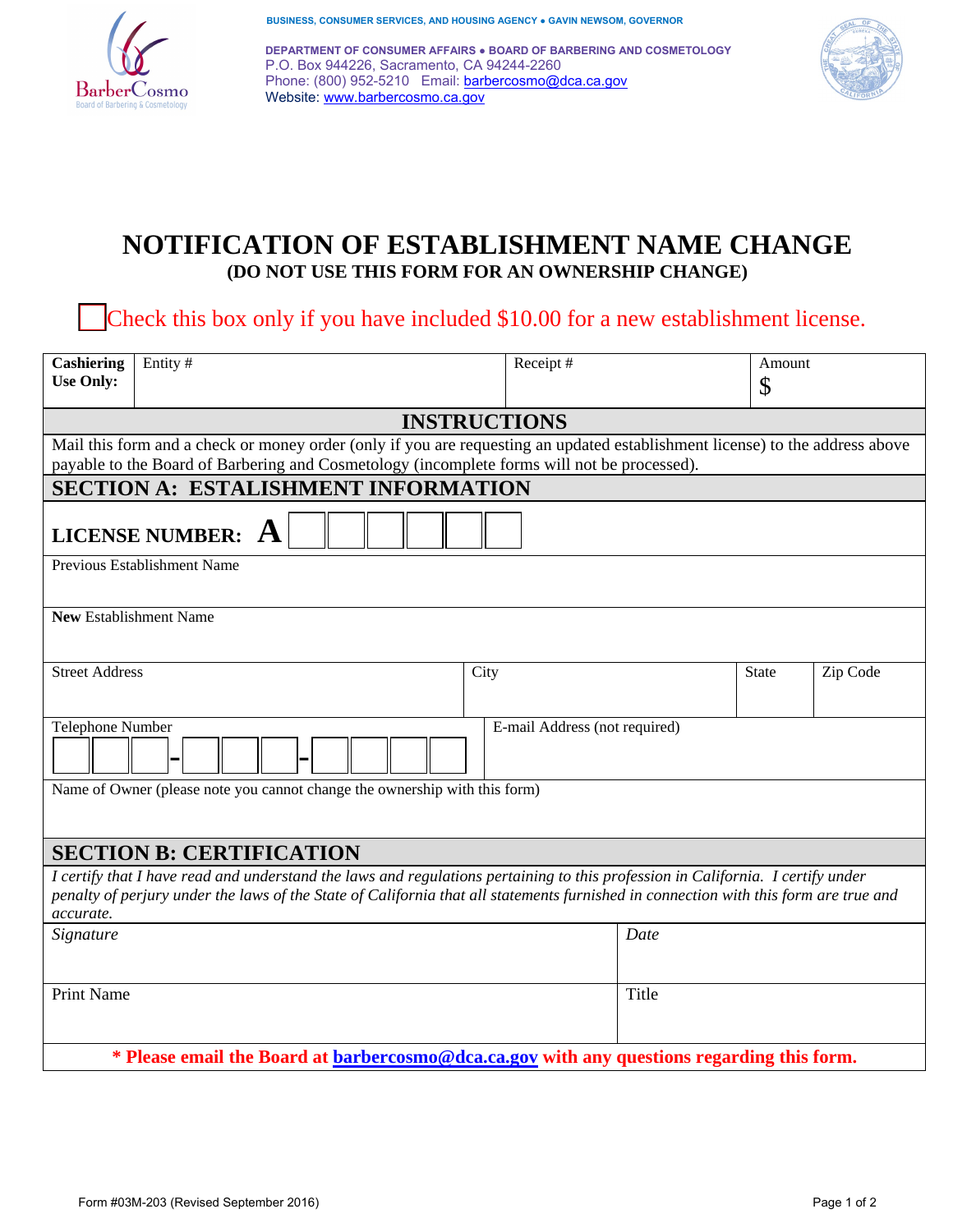BUSINESS, CONSUMER SERVICES, AND HOUSING AGENCY • GAVIN NEWSOM, GOVERNOR

DEPARTMENT OF CONSUMER AFFAIRS • BOARD OF BARBERING AND COSMETOLOGY
P.O. Box 944226, Sacramento, CA 94244-2260
Phone: (800) 952-5210 Email: barbercosmo@dca.ca.gov
Website: www.barbercosmo.ca.gov

# NOTIFICATION OF ESTABLISHMENT NAME CHANGE

**(DO NOT USE THIS FORM FOR AN OWNERSHIP CHANGE)**

☐ Check this box only if you have included $10.00 for a new establishment license.

| **Cashiering Use Only:** | Entity # | Receipt # | Amount $ |
|---|---|---|---|

## INSTRUCTIONS

Mail this form and a check or money order (only if you are requesting an updated establishment license) to the address above payable to the Board of Barbering and Cosmetology (incomplete forms will not be processed).

## SECTION A: ESTALISHMENT INFORMATION

**LICENSE NUMBER: A** ☐☐☐☐☐☐

| Previous Establishment Name | | | |
|---|---|---|---|
| **New** Establishment Name | | | |
| Street Address | City | State | Zip Code |
| Telephone Number ☐☐☐-☐☐☐-☐☐☐☐ | E-mail Address (not required) | | |
| Name of Owner (please note you cannot change the ownership with this form) | | | |

## SECTION B: CERTIFICATION

*I certify that I have read and understand the laws and regulations pertaining to this profession in California. I certify under penalty of perjury under the laws of the State of California that all statements furnished in connection with this form are true and accurate.*

| *Signature* | *Date* |
|---|---|
| Print Name | Title |

**\* Please email the Board at barbercosmo@dca.ca.gov with any questions regarding this form.**

Form #03M-203 (Revised September 2016)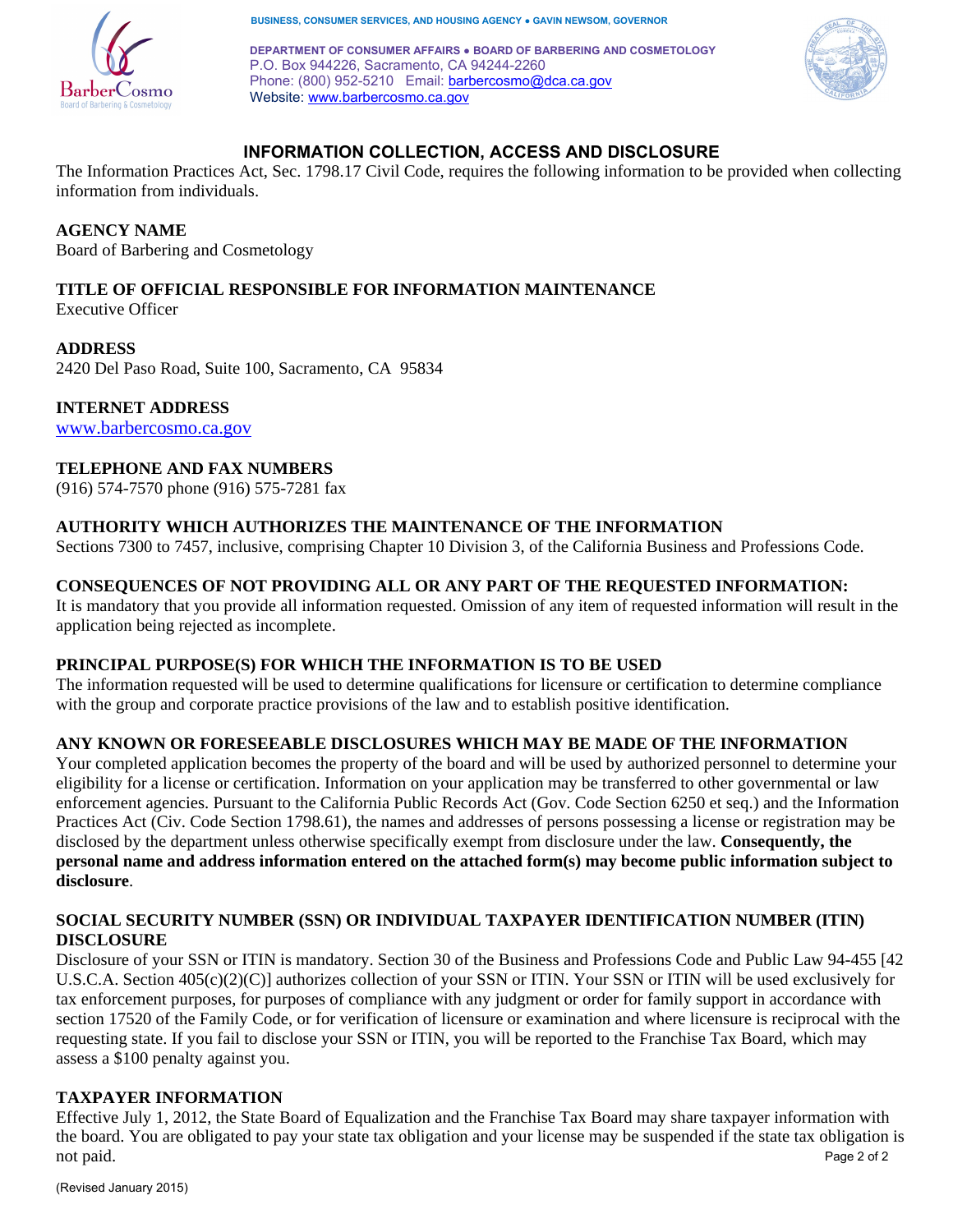BUSINESS, CONSUMER SERVICES, AND HOUSING AGENCY • GAVIN NEWSOM, GOVERNOR

DEPARTMENT OF CONSUMER AFFAIRS • BOARD OF BARBERING AND COSMETOLOGY
P.O. Box 944226, Sacramento, CA 94244-2260
Phone: (800) 952-5210 Email: barbercosmo@dca.ca.gov
Website: www.barbercosmo.ca.gov

## INFORMATION COLLECTION, ACCESS AND DISCLOSURE

The Information Practices Act, Sec. 1798.17 Civil Code, requires the following information to be provided when collecting information from individuals.

**AGENCY NAME**
Board of Barbering and Cosmetology

**TITLE OF OFFICIAL RESPONSIBLE FOR INFORMATION MAINTENANCE**
Executive Officer

**ADDRESS**
2420 Del Paso Road, Suite 100, Sacramento, CA 95834

**INTERNET ADDRESS**
www.barbercosmo.ca.gov

**TELEPHONE AND FAX NUMBERS**
(916) 574-7570 phone (916) 575-7281 fax

**AUTHORITY WHICH AUTHORIZES THE MAINTENANCE OF THE INFORMATION**
Sections 7300 to 7457, inclusive, comprising Chapter 10 Division 3, of the California Business and Professions Code.

**CONSEQUENCES OF NOT PROVIDING ALL OR ANY PART OF THE REQUESTED INFORMATION:**
It is mandatory that you provide all information requested. Omission of any item of requested information will result in the application being rejected as incomplete.

**PRINCIPAL PURPOSE(S) FOR WHICH THE INFORMATION IS TO BE USED**
The information requested will be used to determine qualifications for licensure or certification to determine compliance with the group and corporate practice provisions of the law and to establish positive identification.

**ANY KNOWN OR FORESEEABLE DISCLOSURES WHICH MAY BE MADE OF THE INFORMATION**
Your completed application becomes the property of the board and will be used by authorized personnel to determine your eligibility for a license or certification. Information on your application may be transferred to other governmental or law enforcement agencies. Pursuant to the California Public Records Act (Gov. Code Section 6250 et seq.) and the Information Practices Act (Civ. Code Section 1798.61), the names and addresses of persons possessing a license or registration may be disclosed by the department unless otherwise specifically exempt from disclosure under the law. **Consequently, the personal name and address information entered on the attached form(s) may become public information subject to disclosure**.

**SOCIAL SECURITY NUMBER (SSN) OR INDIVIDUAL TAXPAYER IDENTIFICATION NUMBER (ITIN) DISCLOSURE**
Disclosure of your SSN or ITIN is mandatory. Section 30 of the Business and Professions Code and Public Law 94-455 [42 U.S.C.A. Section 405(c)(2)(C)] authorizes collection of your SSN or ITIN. Your SSN or ITIN will be used exclusively for tax enforcement purposes, for purposes of compliance with any judgment or order for family support in accordance with section 17520 of the Family Code, or for verification of licensure or examination and where licensure is reciprocal with the requesting state. If you fail to disclose your SSN or ITIN, you will be reported to the Franchise Tax Board, which may assess a $100 penalty against you.

**TAXPAYER INFORMATION**
Effective July 1, 2012, the State Board of Equalization and the Franchise Tax Board may share taxpayer information with the board. You are obligated to pay your state tax obligation and your license may be suspended if the state tax obligation is not paid.

(Revised January 2015)